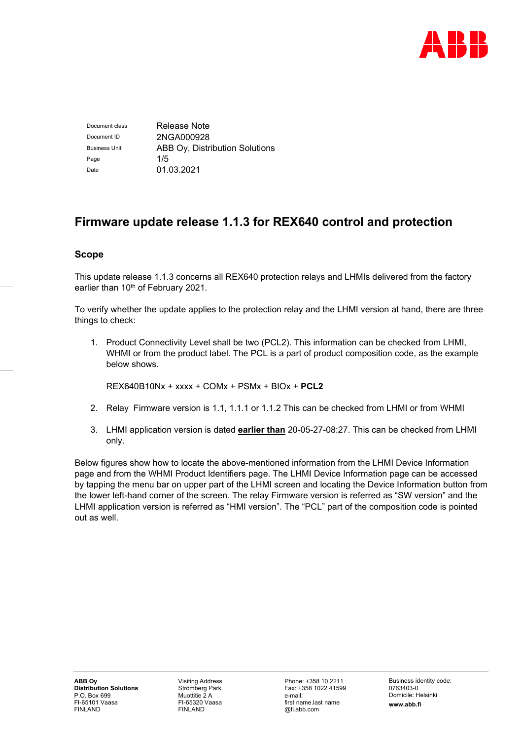| Document class | Release Note |
| --- | --- |
| Document ID | 2NGA000928 |
| Business Unit | ABB Oy, Distribution Solutions |
| Page | 1/5 |
| Date | 01.03.2021 |

# Firmware update release 1.1.3 for REX640 control and protection

## Scope

This update release 1.1.3 concerns all REX640 protection relays and LHMIs delivered from the factory earlier than 10th of February 2021.

To verify whether the update applies to the protection relay and the LHMI version at hand, there are three things to check:

1. Product Connectivity Level shall be two (PCL2). This information can be checked from LHMI, WHMI or from the product label. The PCL is a part of product composition code, as the example below shows.

   REX640B10Nx + xxxx + COMx + PSMx + BIOx + **PCL2**

2. Relay Firmware version is 1.1, 1.1.1 or 1.1.2 This can be checked from LHMI or from WHMI

3. LHMI application version is dated **earlier than** 20-05-27-08:27. This can be checked from LHMI only.

Below figures show how to locate the above-mentioned information from the LHMI Device Information page and from the WHMI Product Identifiers page. The LHMI Device Information page can be accessed by tapping the menu bar on upper part of the LHMI screen and locating the Device Information button from the lower left-hand corner of the screen. The relay Firmware version is referred as "SW version" and the LHMI application version is referred as "HMI version". The "PCL" part of the composition code is pointed out as well.

**ABB Oy**
**Distribution Solutions**
P.O. Box 699
FI-65101 Vaasa
FINLAND

Visiting Address
Strömberg Park,
Muottitie 2 A
FI-65320 Vaasa
FINLAND

Phone: +358 10 2211
Fax: +358 1022 41599
e-mail:
first name.last name
@fi.abb.com

Business identity code:
0763403-0
Domicile: Helsinki
**www.abb.fi**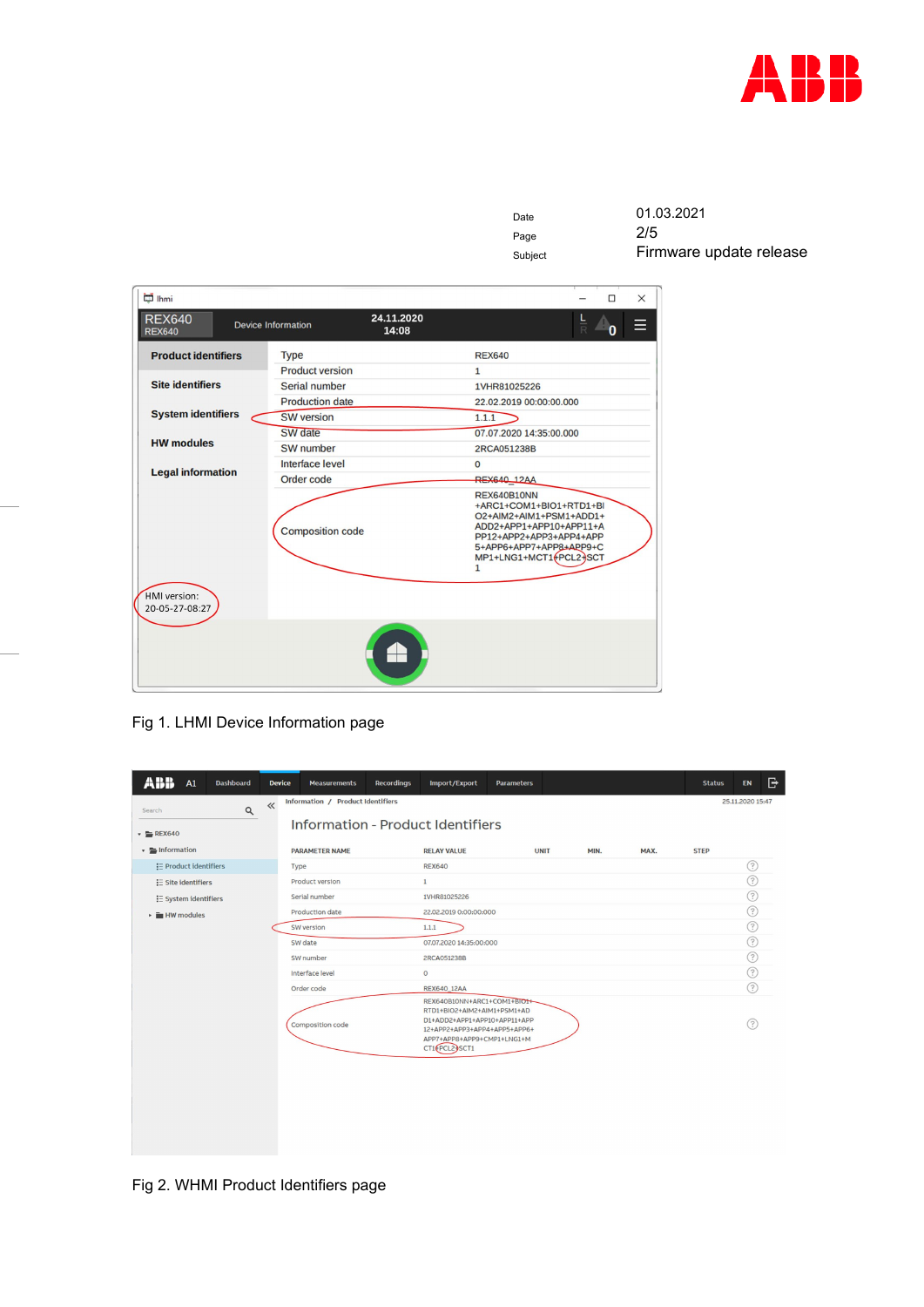| | |
|---|---|
| Date | 01.03.2021 |
| Page | 2/5 |
| Subject | Firmware update release |

Fig 1. LHMI Device Information page

Fig 2. WHMI Product Identifiers page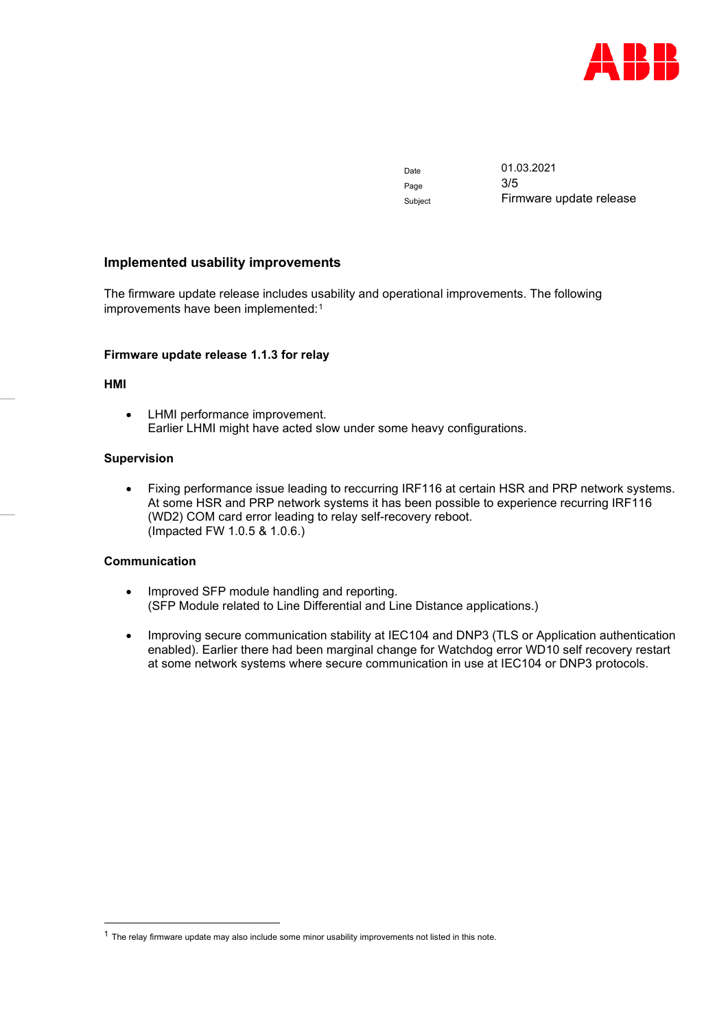## Implemented usability improvements

The firmware update release includes usability and operational improvements. The following improvements have been implemented:[1]

### Firmware update release 1.1.3 for relay

#### HMI

- LHMI performance improvement.
  Earlier LHMI might have acted slow under some heavy configurations.

#### Supervision

- Fixing performance issue leading to reccurring IRF116 at certain HSR and PRP network systems. At some HSR and PRP network systems it has been possible to experience recurring IRF116 (WD2) COM card error leading to relay self-recovery reboot.
  (Impacted FW 1.0.5 & 1.0.6.)

#### Communication

- Improved SFP module handling and reporting.
  (SFP Module related to Line Differential and Line Distance applications.)

- Improving secure communication stability at IEC104 and DNP3 (TLS or Application authentication enabled). Earlier there had been marginal change for Watchdog error WD10 self recovery restart at some network systems where secure communication in use at IEC104 or DNP3 protocols.

---

[1] The relay firmware update may also include some minor usability improvements not listed in this note.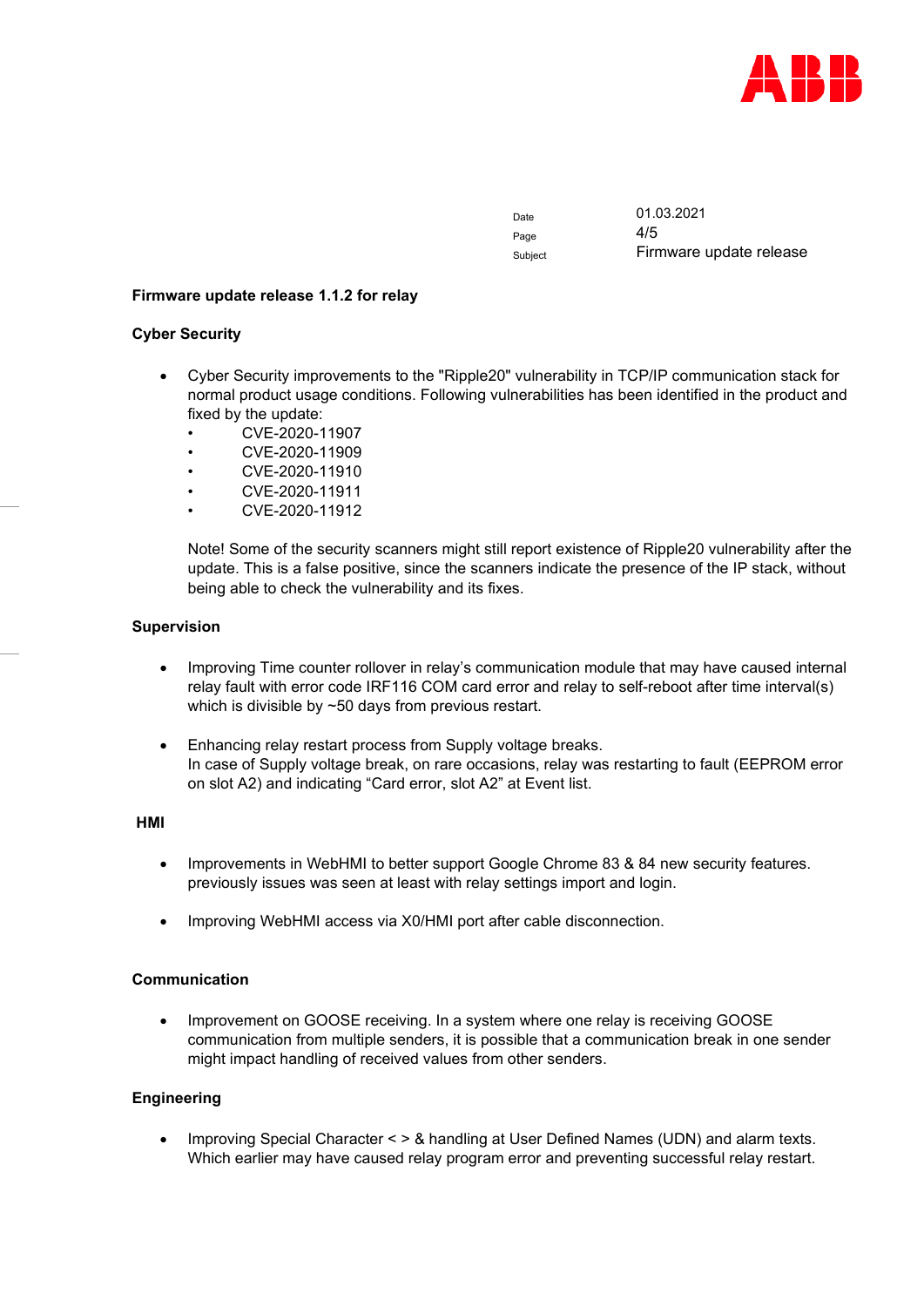| Date | 01.03.2021 |
| --- | --- |
| Page | 4/5 |
| Subject | Firmware update release |

**Firmware update release 1.1.2 for relay**

**Cyber Security**

- Cyber Security improvements to the "Ripple20" vulnerability in TCP/IP communication stack for normal product usage conditions. Following vulnerabilities has been identified in the product and fixed by the update:
  - CVE-2020-11907
  - CVE-2020-11909
  - CVE-2020-11910
  - CVE-2020-11911
  - CVE-2020-11912

  Note! Some of the security scanners might still report existence of Ripple20 vulnerability after the update. This is a false positive, since the scanners indicate the presence of the IP stack, without being able to check the vulnerability and its fixes.

**Supervision**

- Improving Time counter rollover in relay's communication module that may have caused internal relay fault with error code IRF116 COM card error and relay to self-reboot after time interval(s) which is divisible by ~50 days from previous restart.

- Enhancing relay restart process from Supply voltage breaks.
  In case of Supply voltage break, on rare occasions, relay was restarting to fault (EEPROM error on slot A2) and indicating "Card error, slot A2" at Event list.

**HMI**

- Improvements in WebHMI to better support Google Chrome 83 & 84 new security features. previously issues was seen at least with relay settings import and login.

- Improving WebHMI access via X0/HMI port after cable disconnection.

**Communication**

- Improvement on GOOSE receiving. In a system where one relay is receiving GOOSE communication from multiple senders, it is possible that a communication break in one sender might impact handling of received values from other senders.

**Engineering**

- Improving Special Character < > & handling at User Defined Names (UDN) and alarm texts. Which earlier may have caused relay program error and preventing successful relay restart.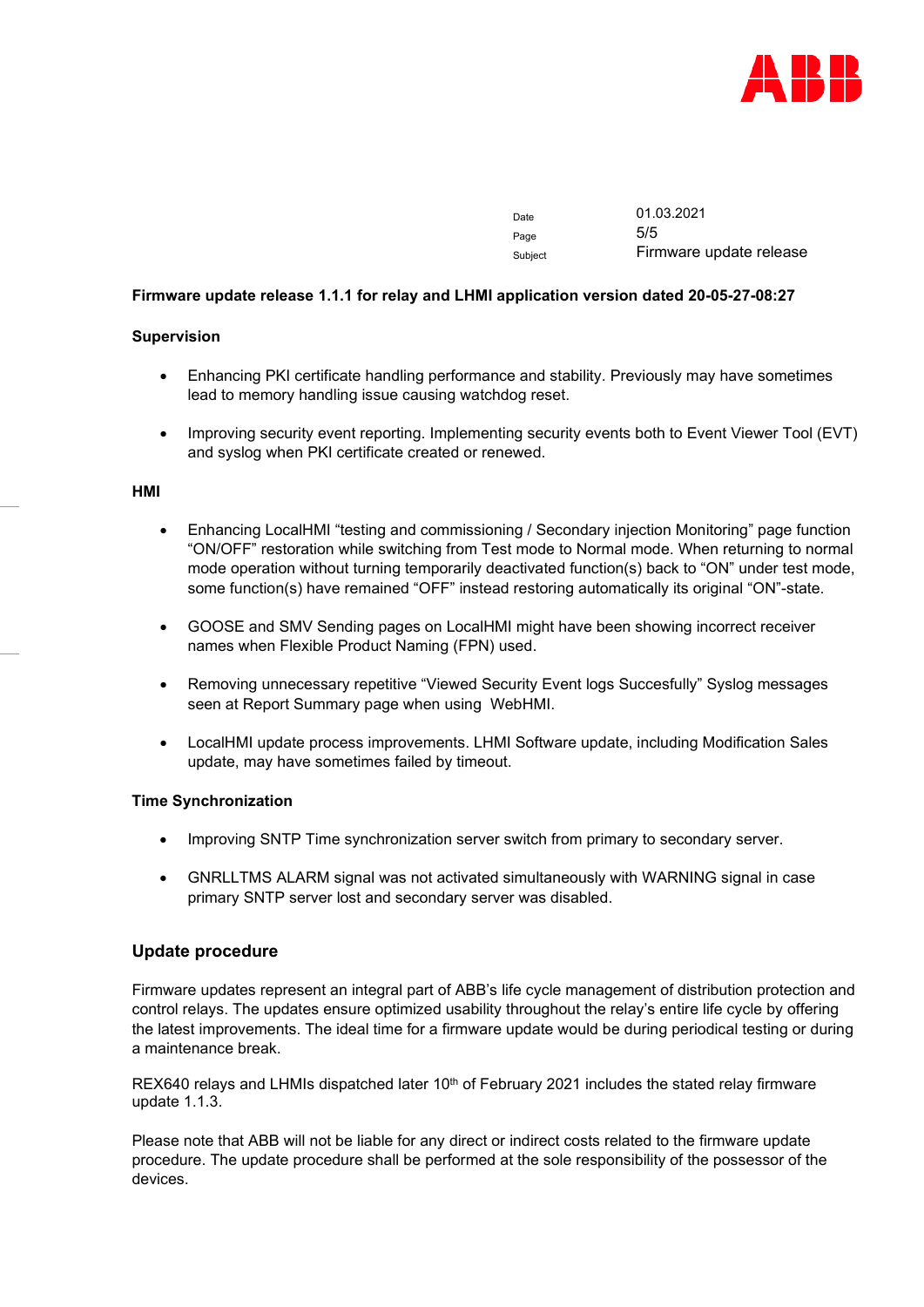| Date | 01.03.2021 |
|---|---|
| Subject | Firmware update release |

**Firmware update release 1.1.1 for relay and LHMI application version dated 20-05-27-08:27**

**Supervision**

- Enhancing PKI certificate handling performance and stability. Previously may have sometimes lead to memory handling issue causing watchdog reset.
- Improving security event reporting. Implementing security events both to Event Viewer Tool (EVT) and syslog when PKI certificate created or renewed.

**HMI**

- Enhancing LocalHMI "testing and commissioning / Secondary injection Monitoring" page function "ON/OFF" restoration while switching from Test mode to Normal mode. When returning to normal mode operation without turning temporarily deactivated function(s) back to "ON" under test mode, some function(s) have remained "OFF" instead restoring automatically its original "ON"-state.
- GOOSE and SMV Sending pages on LocalHMI might have been showing incorrect receiver names when Flexible Product Naming (FPN) used.
- Removing unnecessary repetitive "Viewed Security Event logs Succesfully" Syslog messages seen at Report Summary page when using WebHMI.
- LocalHMI update process improvements. LHMI Software update, including Modification Sales update, may have sometimes failed by timeout.

**Time Synchronization**

- Improving SNTP Time synchronization server switch from primary to secondary server.
- GNRLLTMS ALARM signal was not activated simultaneously with WARNING signal in case primary SNTP server lost and secondary server was disabled.

## Update procedure

Firmware updates represent an integral part of ABB's life cycle management of distribution protection and control relays. The updates ensure optimized usability throughout the relay's entire life cycle by offering the latest improvements. The ideal time for a firmware update would be during periodical testing or during a maintenance break.

REX640 relays and LHMIs dispatched later 10th of February 2021 includes the stated relay firmware update 1.1.3.

Please note that ABB will not be liable for any direct or indirect costs related to the firmware update procedure. The update procedure shall be performed at the sole responsibility of the possessor of the devices.